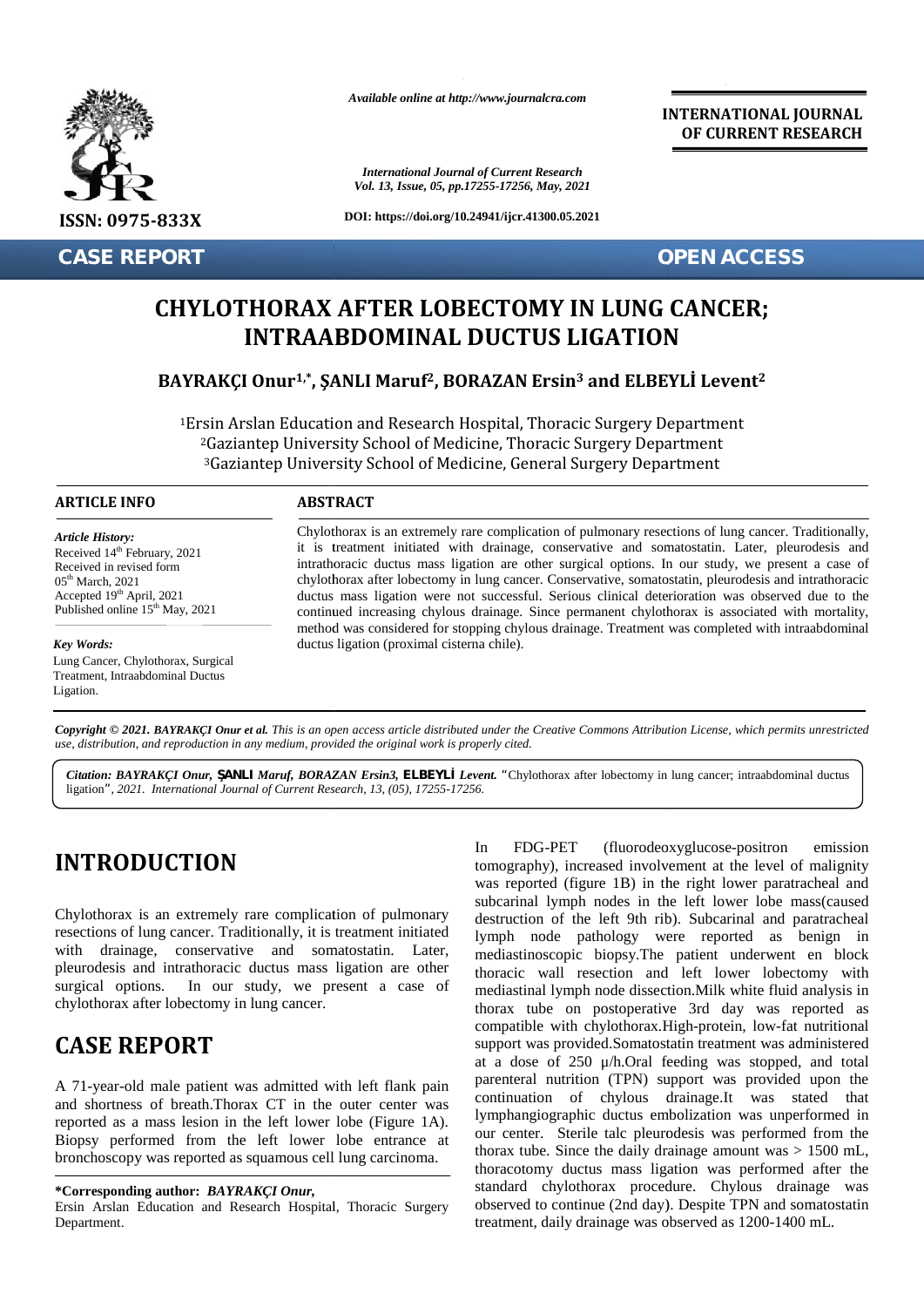Available online at http://www.journalcra.com

International Journal of Current Research

DOI: https://doi.org/10.24941/ijcr.41300.05.2021

INTERNATIONAL JOURNAL OF CURRENT RESEARCH

ISSN: 0975-833X

CASE REPORT

OPEN ACCESS

# CHYLOTHORAX AFTER LOBECTOMY IN LUNG CANCER; INTRAABDOMINAL DUCTUS LIGATION

**BAYRAKÇI Onur[1,*], ŞANLI Maruf[2], BORAZAN Ersin[3] and ELBEYLİ Levent[2]**

[1]Ersin Arslan Education and Research Hospital, Thoracic Surgery Department
[2]Gaziantep University School of Medicine, Thoracic Surgery Department
[3]Gaziantep University School of Medicine, General Surgery Department

**ARTICLE INFO**

*Article History:*
Received 14th February, 2021
Received in revised form
05th March, 2021
Accepted 19th April, 2021
Published online 15th May, 2021

*Key Words:*
Lung Cancer, Chylothorax, Surgical Treatment, Intraabdominal Ductus Ligation.

**ABSTRACT**

Chylothorax is an extremely rare complication of pulmonary resections of lung cancer. Traditionally, it is treatment initiated with drainage, conservative and somatostatin. Later, pleurodesis and intrathoracic ductus mass ligation are other surgical options. In our study, we present a case of chylothorax after lobectomy in lung cancer. Conservative, somatostatin, pleurodesis and intrathoracic ductus mass ligation were not successful. Serious clinical deterioration was observed due to the continued increasing chylous drainage. Since permanent chylothorax is associated with mortality, method was considered for stopping chylous drainage. Treatment was completed with intraabdominal ductus ligation (proximal cisterna chile).

***Copyright © 2021. BAYRAKÇI Onur et al.** This is an open access article distributed under the Creative Commons Attribution License, which permits unrestricted use, distribution, and reproduction in any medium, provided the original work is properly cited.*

***Citation: BAYRAKÇI Onur, ŞANLI Maruf, BORAZAN Ersin3, ELBEYLİ Levent.** "Chylothorax after lobectomy in lung cancer; intraabdominal ductus ligation", 2021. International Journal of Current Research, 13, (05), 17255-17256.*

## INTRODUCTION

Chylothorax is an extremely rare complication of pulmonary resections of lung cancer. Traditionally, it is treatment initiated with drainage, conservative and somatostatin. Later, pleurodesis and intrathoracic ductus mass ligation are other surgical options. In our study, we present a case of chylothorax after lobectomy in lung cancer.

## CASE REPORT

A 71-year-old male patient was admitted with left flank pain and shortness of breath.Thorax CT in the outer center was reported as a mass lesion in the left lower lobe (Figure 1A). Biopsy performed from the left lower lobe entrance at bronchoscopy was reported as squamous cell lung carcinoma.

In FDG-PET (fluorodeoxyglucose-positron emission tomography), increased involvement at the level of malignity was reported (figure 1B) in the right lower paratracheal and subcarinal lymph nodes in the left lower lobe mass(caused destruction of the left 9th rib). Subcarinal and paratracheal lymph node pathology were reported as benign in mediastinoscopic biopsy.The patient underwent en block thoracic wall resection and left lower lobectomy with mediastinal lymph node dissection.Milk white fluid analysis in thorax tube on postoperative 3rd day was reported as compatible with chylothorax.High-protein, low-fat nutritional support was provided.Somatostatin treatment was administered at a dose of 250 µ/h.Oral feeding was stopped, and total parenteral nutrition (TPN) support was provided upon the continuation of chylous drainage.It was stated that lymphangiographic ductus embolization was unperformed in our center. Sterile talc pleurodesis was performed from the thorax tube. Since the daily drainage amount was > 1500 mL, thoracotomy ductus mass ligation was performed after the standard chylothorax procedure. Chylous drainage was observed to continue (2nd day). Despite TPN and somatostatin treatment, daily drainage was observed as 1200-1400 mL.

**\*Corresponding author:** ***BAYRAKÇI Onur,***
Ersin Arslan Education and Research Hospital, Thoracic Surgery Department.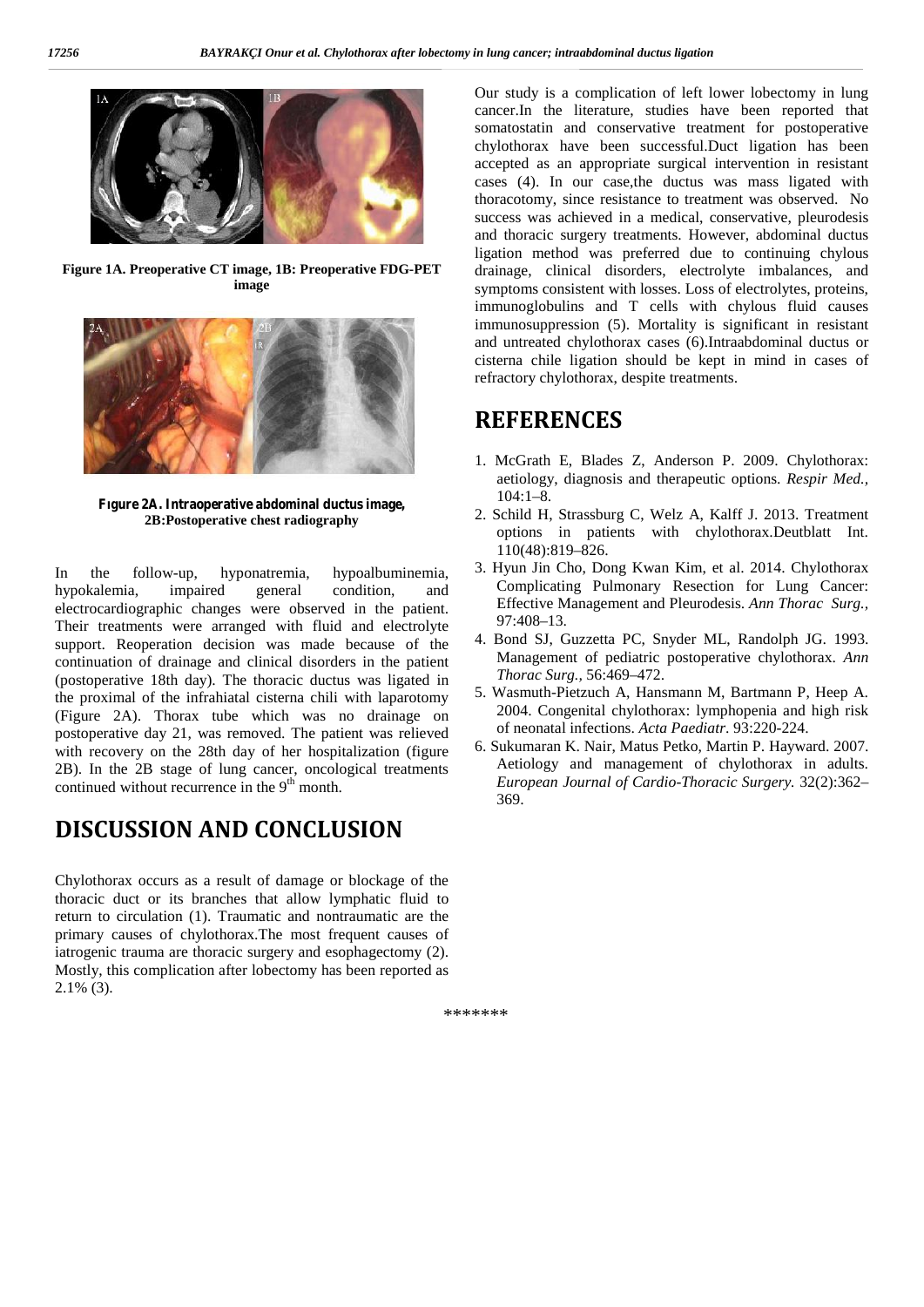Figure 1A. Preoperative CT image, 1B: Preoperative FDG-PET image

Fıgure 2A. Intraoperative abdominal ductus image, 2B:Postoperative chest radiography

In the follow-up, hyponatremia, hypoalbuminemia, hypokalemia, impaired general condition, and electrocardiographic changes were observed in the patient. Their treatments were arranged with fluid and electrolyte support. Reoperation decision was made because of the continuation of drainage and clinical disorders in the patient (postoperative 18th day). The thoracic ductus was ligated in the proximal of the infrahiatal cisterna chili with laparotomy (Figure 2A). Thorax tube which was no drainage on postoperative day 21, was removed. The patient was relieved with recovery on the 28th day of her hospitalization (figure 2B). In the 2B stage of lung cancer, oncological treatments continued without recurrence in the 9th month.

# DISCUSSION AND CONCLUSION

Chylothorax occurs as a result of damage or blockage of the thoracic duct or its branches that allow lymphatic fluid to return to circulation (1). Traumatic and nontraumatic are the primary causes of chylothorax.The most frequent causes of iatrogenic trauma are thoracic surgery and esophagectomy (2). Mostly, this complication after lobectomy has been reported as 2.1% (3).

Our study is a complication of left lower lobectomy in lung cancer.In the literature, studies have been reported that somatostatin and conservative treatment for postoperative chylothorax have been successful.Duct ligation has been accepted as an appropriate surgical intervention in resistant cases (4). In our case,the ductus was mass ligated with thoracotomy, since resistance to treatment was observed. No success was achieved in a medical, conservative, pleurodesis and thoracic surgery treatments. However, abdominal ductus ligation method was preferred due to continuing chylous drainage, clinical disorders, electrolyte imbalances, and symptoms consistent with losses. Loss of electrolytes, proteins, immunoglobulins and T cells with chylous fluid causes immunosuppression (5). Mortality is significant in resistant and untreated chylothorax cases (6).Intraabdominal ductus or cisterna chile ligation should be kept in mind in cases of refractory chylothorax, despite treatments.

# REFERENCES

1. McGrath E, Blades Z, Anderson P. 2009. Chylothorax: aetiology, diagnosis and therapeutic options. *Respir Med.*, 104:1–8.
2. Schild H, Strassburg C, Welz A, Kalff J. 2013. Treatment options in patients with chylothorax.Deutblatt Int. 110(48):819–826.
3. Hyun Jin Cho, Dong Kwan Kim, et al. 2014. Chylothorax Complicating Pulmonary Resection for Lung Cancer: Effective Management and Pleurodesis. *Ann Thorac Surg.*, 97:408–13.
4. Bond SJ, Guzzetta PC, Snyder ML, Randolph JG. 1993. Management of pediatric postoperative chylothorax. *Ann Thorac Surg.*, 56:469–472.
5. Wasmuth-Pietzuch A, Hansmann M, Bartmann P, Heep A. 2004. Congenital chylothorax: lymphopenia and high risk of neonatal infections. *Acta Paediatr*. 93:220-224.
6. Sukumaran K. Nair, Matus Petko, Martin P. Hayward. 2007. Aetiology and management of chylothorax in adults. *European Journal of Cardio-Thoracic Surgery.* 32(2):362–369.

*******